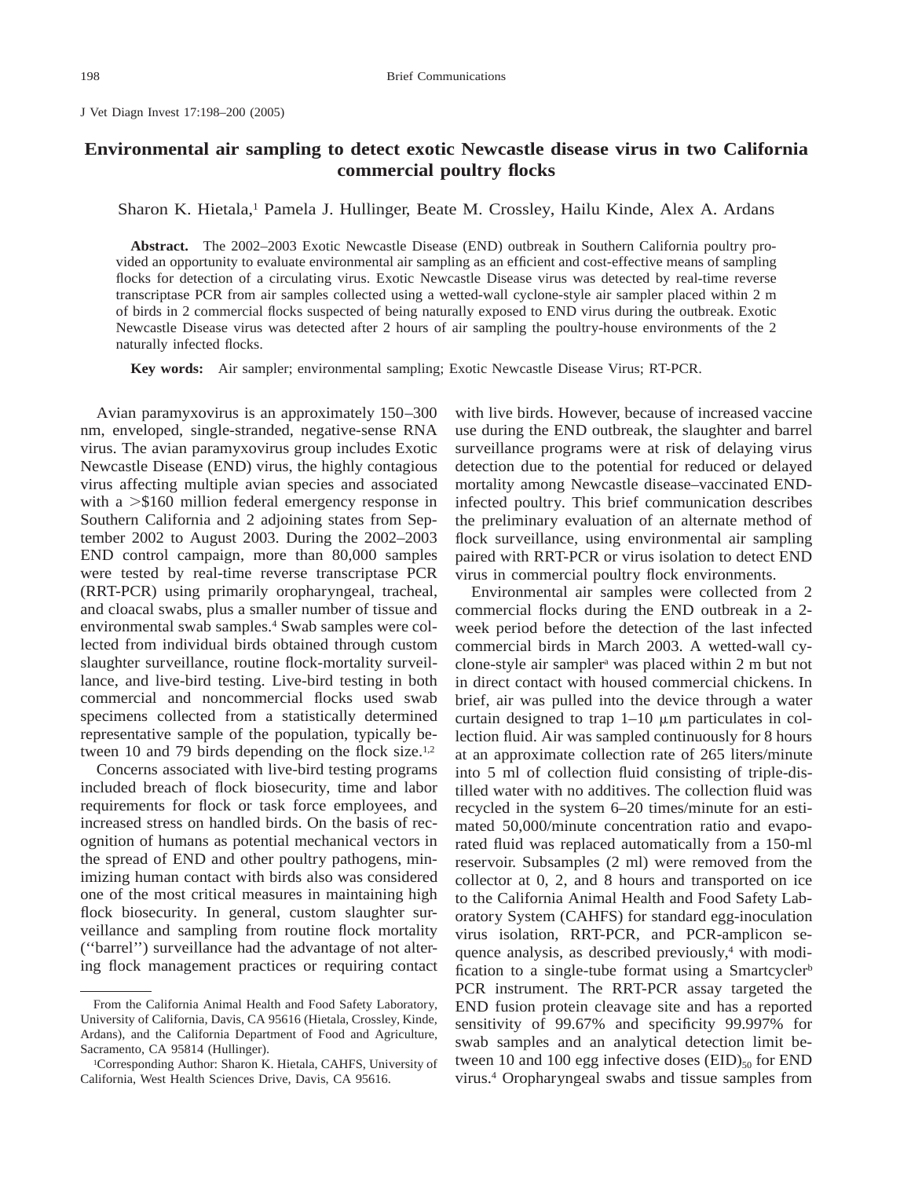# Environmental air sampling to detect exotic Newcastle disease virus in two California commercial poultry flocks

Sharon K. Hietala,[1] Pamela J. Hullinger, Beate M. Crossley, Hailu Kinde, Alex A. Ardans

**Abstract.** The 2002–2003 Exotic Newcastle Disease (END) outbreak in Southern California poultry provided an opportunity to evaluate environmental air sampling as an efficient and cost-effective means of sampling flocks for detection of a circulating virus. Exotic Newcastle Disease virus was detected by real-time reverse transcriptase PCR from air samples collected using a wetted-wall cyclone-style air sampler placed within 2 m of birds in 2 commercial flocks suspected of being naturally exposed to END virus during the outbreak. Exotic Newcastle Disease virus was detected after 2 hours of air sampling the poultry-house environments of the 2 naturally infected flocks.

**Key words:** Air sampler; environmental sampling; Exotic Newcastle Disease Virus; RT-PCR.

Avian paramyxovirus is an approximately 150–300 nm, enveloped, single-stranded, negative-sense RNA virus. The avian paramyxovirus group includes Exotic Newcastle Disease (END) virus, the highly contagious virus affecting multiple avian species and associated with a >$160 million federal emergency response in Southern California and 2 adjoining states from September 2002 to August 2003. During the 2002–2003 END control campaign, more than 80,000 samples were tested by real-time reverse transcriptase PCR (RRT-PCR) using primarily oropharyngeal, tracheal, and cloacal swabs, plus a smaller number of tissue and environmental swab samples.[4] Swab samples were collected from individual birds obtained through custom slaughter surveillance, routine flock-mortality surveillance, and live-bird testing. Live-bird testing in both commercial and noncommercial flocks used swab specimens collected from a statistically determined representative sample of the population, typically between 10 and 79 birds depending on the flock size.[1,2]

Concerns associated with live-bird testing programs included breach of flock biosecurity, time and labor requirements for flock or task force employees, and increased stress on handled birds. On the basis of recognition of humans as potential mechanical vectors in the spread of END and other poultry pathogens, minimizing human contact with birds also was considered one of the most critical measures in maintaining high flock biosecurity. In general, custom slaughter surveillance and sampling from routine flock mortality ("barrel") surveillance had the advantage of not altering flock management practices or requiring contact with live birds. However, because of increased vaccine use during the END outbreak, the slaughter and barrel surveillance programs were at risk of delaying virus detection due to the potential for reduced or delayed mortality among Newcastle disease–vaccinated END-infected poultry. This brief communication describes the preliminary evaluation of an alternate method of flock surveillance, using environmental air sampling paired with RRT-PCR or virus isolation to detect END virus in commercial poultry flock environments.

Environmental air samples were collected from 2 commercial flocks during the END outbreak in a 2-week period before the detection of the last infected commercial birds in March 2003. A wetted-wall cyclone-style air sampler[a] was placed within 2 m but not in direct contact with housed commercial chickens. In brief, air was pulled into the device through a water curtain designed to trap 1–10 μm particulates in collection fluid. Air was sampled continuously for 8 hours at an approximate collection rate of 265 liters/minute into 5 ml of collection fluid consisting of triple-distilled water with no additives. The collection fluid was recycled in the system 6–20 times/minute for an estimated 50,000/minute concentration ratio and evaporated fluid was replaced automatically from a 150-ml reservoir. Subsamples (2 ml) were removed from the collector at 0, 2, and 8 hours and transported on ice to the California Animal Health and Food Safety Laboratory System (CAHFS) for standard egg-inoculation virus isolation, RRT-PCR, and PCR-amplicon sequence analysis, as described previously,[4] with modification to a single-tube format using a Smartcycler[b] PCR instrument. The RRT-PCR assay targeted the END fusion protein cleavage site and has a reported sensitivity of 99.67% and specificity 99.997% for swab samples and an analytical detection limit between 10 and 100 egg infective doses $(EID)_{50}$ for END virus.[4] Oropharyngeal swabs and tissue samples from

From the California Animal Health and Food Safety Laboratory, University of California, Davis, CA 95616 (Hietala, Crossley, Kinde, Ardans), and the California Department of Food and Agriculture, Sacramento, CA 95814 (Hullinger).

[1]Corresponding Author: Sharon K. Hietala, CAHFS, University of California, West Health Sciences Drive, Davis, CA 95616.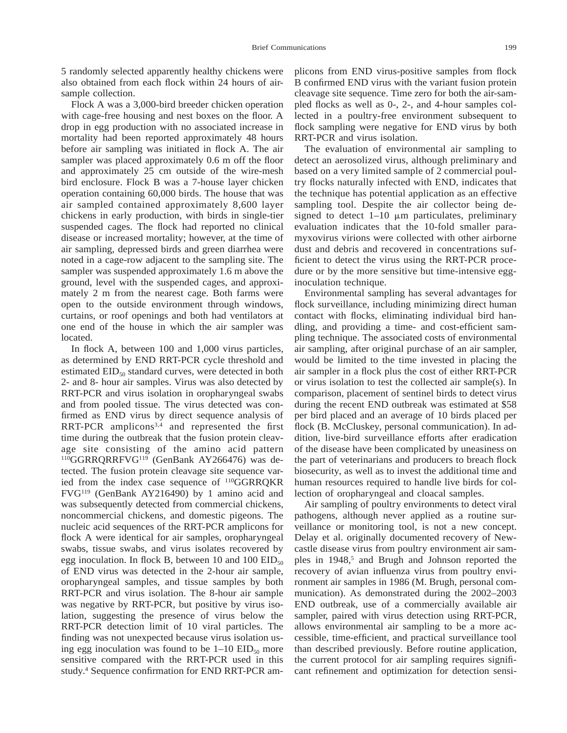5 randomly selected apparently healthy chickens were also obtained from each flock within 24 hours of air-sample collection.

Flock A was a 3,000-bird breeder chicken operation with cage-free housing and nest boxes on the floor. A drop in egg production with no associated increase in mortality had been reported approximately 48 hours before air sampling was initiated in flock A. The air sampler was placed approximately 0.6 m off the floor and approximately 25 cm outside of the wire-mesh bird enclosure. Flock B was a 7-house layer chicken operation containing 60,000 birds. The house that was air sampled contained approximately 8,600 layer chickens in early production, with birds in single-tier suspended cages. The flock had reported no clinical disease or increased mortality; however, at the time of air sampling, depressed birds and green diarrhea were noted in a cage-row adjacent to the sampling site. The sampler was suspended approximately 1.6 m above the ground, level with the suspended cages, and approximately 2 m from the nearest cage. Both farms were open to the outside environment through windows, curtains, or roof openings and both had ventilators at one end of the house in which the air sampler was located.

In flock A, between 100 and 1,000 virus particles, as determined by END RRT-PCR cycle threshold and estimated $EID_{50}$ standard curves, were detected in both 2- and 8- hour air samples. Virus was also detected by RRT-PCR and virus isolation in oropharyngeal swabs and from pooled tissue. The virus detected was confirmed as END virus by direct sequence analysis of RRT-PCR amplicons[3,4] and represented the first time during the outbreak that the fusion protein cleavage site consisting of the amino acid pattern $^{110}$GGRRQRRFVG$^{119}$ (GenBank AY266476) was detected. The fusion protein cleavage site sequence varied from the index case sequence of $^{110}$GGRRQKR FVG$^{119}$ (GenBank AY216490) by 1 amino acid and was subsequently detected from commercial chickens, noncommercial chickens, and domestic pigeons. The nucleic acid sequences of the RRT-PCR amplicons for flock A were identical for air samples, oropharyngeal swabs, tissue swabs, and virus isolates recovered by egg inoculation. In flock B, between 10 and 100 $EID_{50}$ of END virus was detected in the 2-hour air sample, oropharyngeal samples, and tissue samples by both RRT-PCR and virus isolation. The 8-hour air sample was negative by RRT-PCR, but positive by virus isolation, suggesting the presence of virus below the RRT-PCR detection limit of 10 viral particles. The finding was not unexpected because virus isolation using egg inoculation was found to be 1–10 $EID_{50}$ more sensitive compared with the RRT-PCR used in this study.[4] Sequence confirmation for END RRT-PCR amplicons from END virus-positive samples from flock B confirmed END virus with the variant fusion protein cleavage site sequence. Time zero for both the air-sampled flocks as well as 0-, 2-, and 4-hour samples collected in a poultry-free environment subsequent to flock sampling were negative for END virus by both RRT-PCR and virus isolation.

The evaluation of environmental air sampling to detect an aerosolized virus, although preliminary and based on a very limited sample of 2 commercial poultry flocks naturally infected with END, indicates that the technique has potential application as an effective sampling tool. Despite the air collector being designed to detect 1–10 μm particulates, preliminary evaluation indicates that the 10-fold smaller paramyxovirus virions were collected with other airborne dust and debris and recovered in concentrations sufficient to detect the virus using the RRT-PCR procedure or by the more sensitive but time-intensive egg-inoculation technique.

Environmental sampling has several advantages for flock surveillance, including minimizing direct human contact with flocks, eliminating individual bird handling, and providing a time- and cost-efficient sampling technique. The associated costs of environmental air sampling, after original purchase of an air sampler, would be limited to the time invested in placing the air sampler in a flock plus the cost of either RRT-PCR or virus isolation to test the collected air sample(s). In comparison, placement of sentinel birds to detect virus during the recent END outbreak was estimated at $58 per bird placed and an average of 10 birds placed per flock (B. McCluskey, personal communication). In addition, live-bird surveillance efforts after eradication of the disease have been complicated by uneasiness on the part of veterinarians and producers to breach flock biosecurity, as well as to invest the additional time and human resources required to handle live birds for collection of oropharyngeal and cloacal samples.

Air sampling of poultry environments to detect viral pathogens, although never applied as a routine surveillance or monitoring tool, is not a new concept. Delay et al. originally documented recovery of Newcastle disease virus from poultry environment air samples in 1948,[5] and Brugh and Johnson reported the recovery of avian influenza virus from poultry environment air samples in 1986 (M. Brugh, personal communication). As demonstrated during the 2002–2003 END outbreak, use of a commercially available air sampler, paired with virus detection using RRT-PCR, allows environmental air sampling to be a more accessible, time-efficient, and practical surveillance tool than described previously. Before routine application, the current protocol for air sampling requires significant refinement and optimization for detection sensi-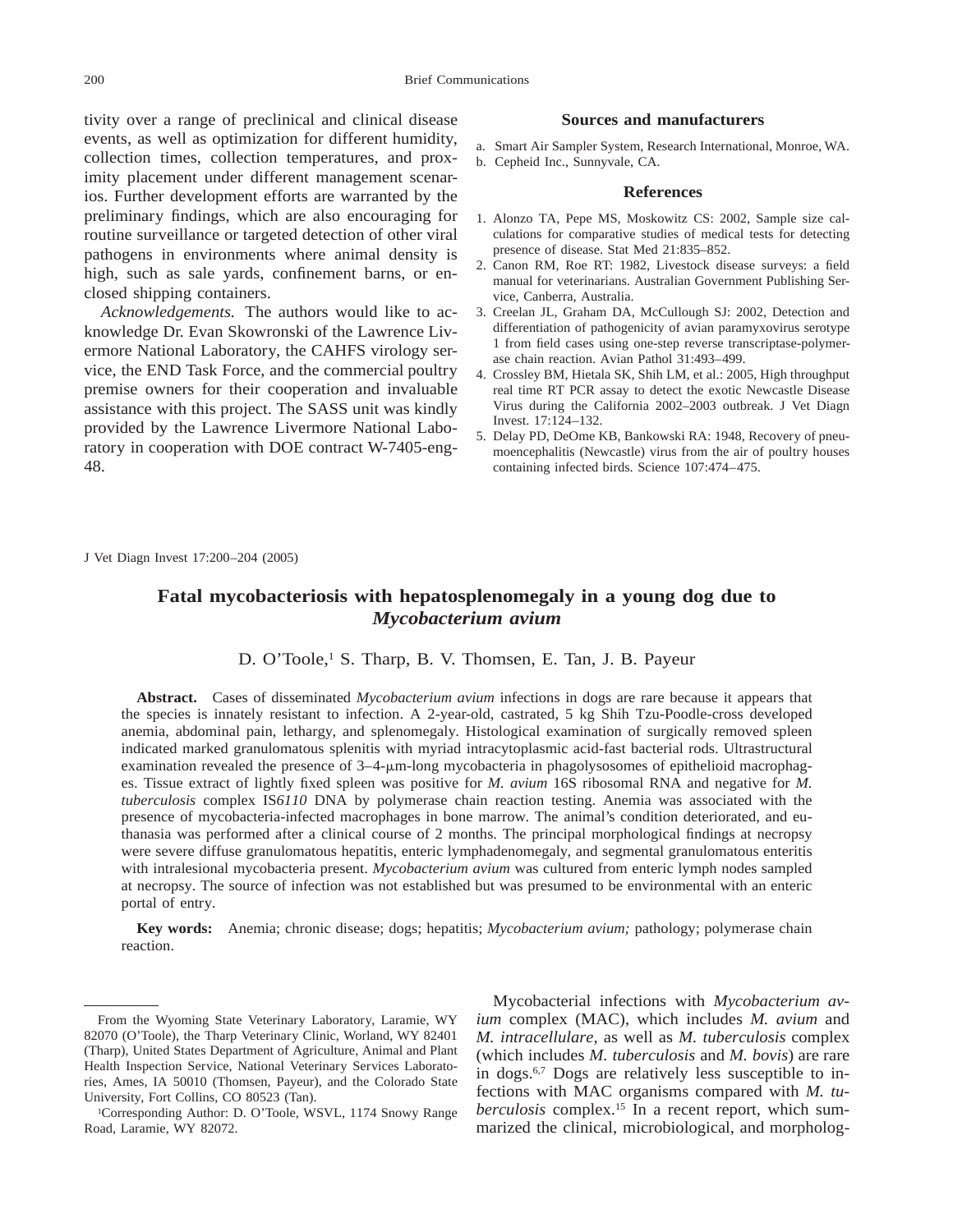tivity over a range of preclinical and clinical disease events, as well as optimization for different humidity, collection times, collection temperatures, and proximity placement under different management scenarios. Further development efforts are warranted by the preliminary findings, which are also encouraging for routine surveillance or targeted detection of other viral pathogens in environments where animal density is high, such as sale yards, confinement barns, or enclosed shipping containers.

*Acknowledgements.* The authors would like to acknowledge Dr. Evan Skowronski of the Lawrence Livermore National Laboratory, the CAHFS virology service, the END Task Force, and the commercial poultry premise owners for their cooperation and invaluable assistance with this project. The SASS unit was kindly provided by the Lawrence Livermore National Laboratory in cooperation with DOE contract W-7405-eng-48.

### Sources and manufacturers

a. Smart Air Sampler System, Research International, Monroe, WA.
b. Cepheid Inc., Sunnyvale, CA.

### References

1. Alonzo TA, Pepe MS, Moskowitz CS: 2002, Sample size calculations for comparative studies of medical tests for detecting presence of disease. Stat Med 21:835–852.
2. Canon RM, Roe RT: 1982, Livestock disease surveys: a field manual for veterinarians. Australian Government Publishing Service, Canberra, Australia.
3. Creelan JL, Graham DA, McCullough SJ: 2002, Detection and differentiation of pathogenicity of avian paramyxovirus serotype 1 from field cases using one-step reverse transcriptase-polymerase chain reaction. Avian Pathol 31:493–499.
4. Crossley BM, Hietala SK, Shih LM, et al.: 2005, High throughput real time RT PCR assay to detect the exotic Newcastle Disease Virus during the California 2002–2003 outbreak. J Vet Diagn Invest. 17:124–132.
5. Delay PD, DeOme KB, Bankowski RA: 1948, Recovery of pneumoencephalitis (Newcastle) virus from the air of poultry houses containing infected birds. Science 107:474–475.

J Vet Diagn Invest 17:200–204 (2005)

# Fatal mycobacteriosis with hepatosplenomegaly in a young dog due to *Mycobacterium avium*

D. O'Toole,[1] S. Tharp, B. V. Thomsen, E. Tan, J. B. Payeur

**Abstract.** Cases of disseminated *Mycobacterium avium* infections in dogs are rare because it appears that the species is innately resistant to infection. A 2-year-old, castrated, 5 kg Shih Tzu-Poodle-cross developed anemia, abdominal pain, lethargy, and splenomegaly. Histological examination of surgically removed spleen indicated marked granulomatous splenitis with myriad intracytoplasmic acid-fast bacterial rods. Ultrastructural examination revealed the presence of 3–4-μm-long mycobacteria in phagolysosomes of epithelioid macrophages. Tissue extract of lightly fixed spleen was positive for *M. avium* 16S ribosomal RNA and negative for *M. tuberculosis* complex IS*6110* DNA by polymerase chain reaction testing. Anemia was associated with the presence of mycobacteria-infected macrophages in bone marrow. The animal's condition deteriorated, and euthanasia was performed after a clinical course of 2 months. The principal morphological findings at necropsy were severe diffuse granulomatous hepatitis, enteric lymphadenomegaly, and segmental granulomatous enteritis with intralesional mycobacteria present. *Mycobacterium avium* was cultured from enteric lymph nodes sampled at necropsy. The source of infection was not established but was presumed to be environmental with an enteric portal of entry.

**Key words:** Anemia; chronic disease; dogs; hepatitis; *Mycobacterium avium;* pathology; polymerase chain reaction.

Mycobacterial infections with *Mycobacterium avium* complex (MAC), which includes *M. avium* and *M. intracellulare*, as well as *M. tuberculosis* complex (which includes *M. tuberculosis* and *M. bovis*) are rare in dogs.[6,7] Dogs are relatively less susceptible to infections with MAC organisms compared with *M. tuberculosis* complex.[15] In a recent report, which summarized the clinical, microbiological, and morpholog-

From the Wyoming State Veterinary Laboratory, Laramie, WY 82070 (O'Toole), the Tharp Veterinary Clinic, Worland, WY 82401 (Tharp), United States Department of Agriculture, Animal and Plant Health Inspection Service, National Veterinary Services Laboratories, Ames, IA 50010 (Thomsen, Payeur), and the Colorado State University, Fort Collins, CO 80523 (Tan).

[1]Corresponding Author: D. O'Toole, WSVL, 1174 Snowy Range Road, Laramie, WY 82072.